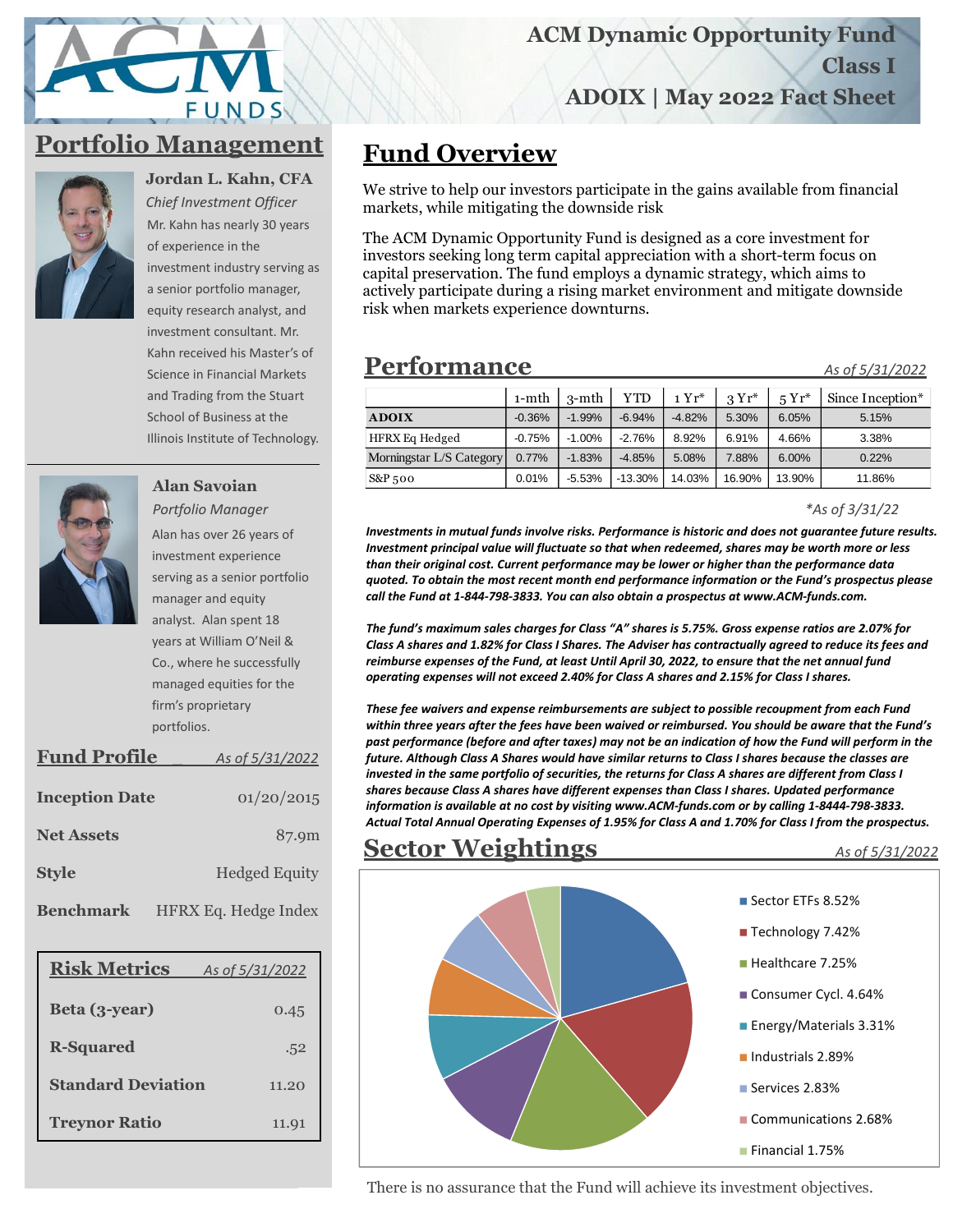# ACM Dynamic Opportunity Fund Class I

## ADOIX | May 2022 Fact Sheet

## Portfolio Management

**Jordan L. Kahn, CFA**
*Chief Investment Officer*

Mr. Kahn has nearly 30 years of experience in the investment industry serving as a senior portfolio manager, equity research analyst, and investment consultant. Mr. Kahn received his Master's of Science in Financial Markets and Trading from the Stuart School of Business at the Illinois Institute of Technology.

**Alan Savoian**
*Portfolio Manager*

Alan has over 26 years of investment experience serving as a senior portfolio manager and equity analyst. Alan spent 18 years at William O'Neil & Co., where he successfully managed equities for the firm's proprietary portfolios.

## Fund Profile

*As of 5/31/2022*

| | |
|---|---|
| **Inception Date** | 01/20/2015 |
| **Net Assets** | 87.9m |
| **Style** | Hedged Equity |
| **Benchmark** | HFRX Eq. Hedge Index |

## Risk Metrics

*As of 5/31/2022*

| | |
|---|---|
| **Beta (3-year)** | 0.45 |
| **R-Squared** | .52 |
| **Standard Deviation** | 11.20 |
| **Treynor Ratio** | 11.91 |

## Fund Overview

We strive to help our investors participate in the gains available from financial markets, while mitigating the downside risk

The ACM Dynamic Opportunity Fund is designed as a core investment for investors seeking long term capital appreciation with a short-term focus on capital preservation. The fund employs a dynamic strategy, which aims to actively participate during a rising market environment and mitigate downside risk when markets experience downturns.

## Performance

*As of 5/31/2022*

| | 1-mth | 3-mth | YTD | 1 Yr* | 3 Yr* | 5 Yr* | Since Inception* |
|---|---|---|---|---|---|---|---|
| **ADOIX** | -0.36% | -1.99% | -6.94% | -4.82% | 5.30% | 6.05% | 5.15% |
| HFRX Eq Hedged | -0.75% | -1.00% | -2.76% | 8.92% | 6.91% | 4.66% | 3.38% |
| Morningstar L/S Category | 0.77% | -1.83% | -4.85% | 5.08% | 7.88% | 6.00% | 0.22% |
| S&P 500 | 0.01% | -5.53% | -13.30% | 14.03% | 16.90% | 13.90% | 11.86% |

*\*As of 3/31/22*

***Investments in mutual funds involve risks. Performance is historic and does not guarantee future results. Investment principal value will fluctuate so that when redeemed, shares may be worth more or less than their original cost. Current performance may be lower or higher than the performance data quoted. To obtain the most recent month end performance information or the Fund's prospectus please call the Fund at 1-844-798-3833. You can also obtain a prospectus at www.ACM-funds.com.***

***The fund's maximum sales charges for Class "A" shares is 5.75%. Gross expense ratios are 2.07% for Class A shares and 1.82% for Class I Shares. The Adviser has contractually agreed to reduce its fees and reimburse expenses of the Fund, at least Until April 30, 2022, to ensure that the net annual fund operating expenses will not exceed 2.40% for Class A shares and 2.15% for Class I shares.***

***These fee waivers and expense reimbursements are subject to possible recoupment from each Fund within three years after the fees have been waived or reimbursed. You should be aware that the Fund's past performance (before and after taxes) may not be an indication of how the Fund will perform in the future. Although Class A Shares would have similar returns to Class I shares because the classes are invested in the same portfolio of securities, the returns for Class A shares are different from Class I shares because Class A shares have different expenses than Class I shares. Updated performance information is available at no cost by visiting www.ACM-funds.com or by calling 1-8444-798-3833. Actual Total Annual Operating Expenses of 1.95% for Class A and 1.70% for Class I from the prospectus.***

## Sector Weightings

*As of 5/31/2022*

- Sector ETFs 8.52%
- Technology 7.42%
- Healthcare 7.25%
- Consumer Cycl. 4.64%
- Energy/Materials 3.31%
- Industrials 2.89%
- Services 2.83%
- Communications 2.68%
- Financial 1.75%

There is no assurance that the Fund will achieve its investment objectives.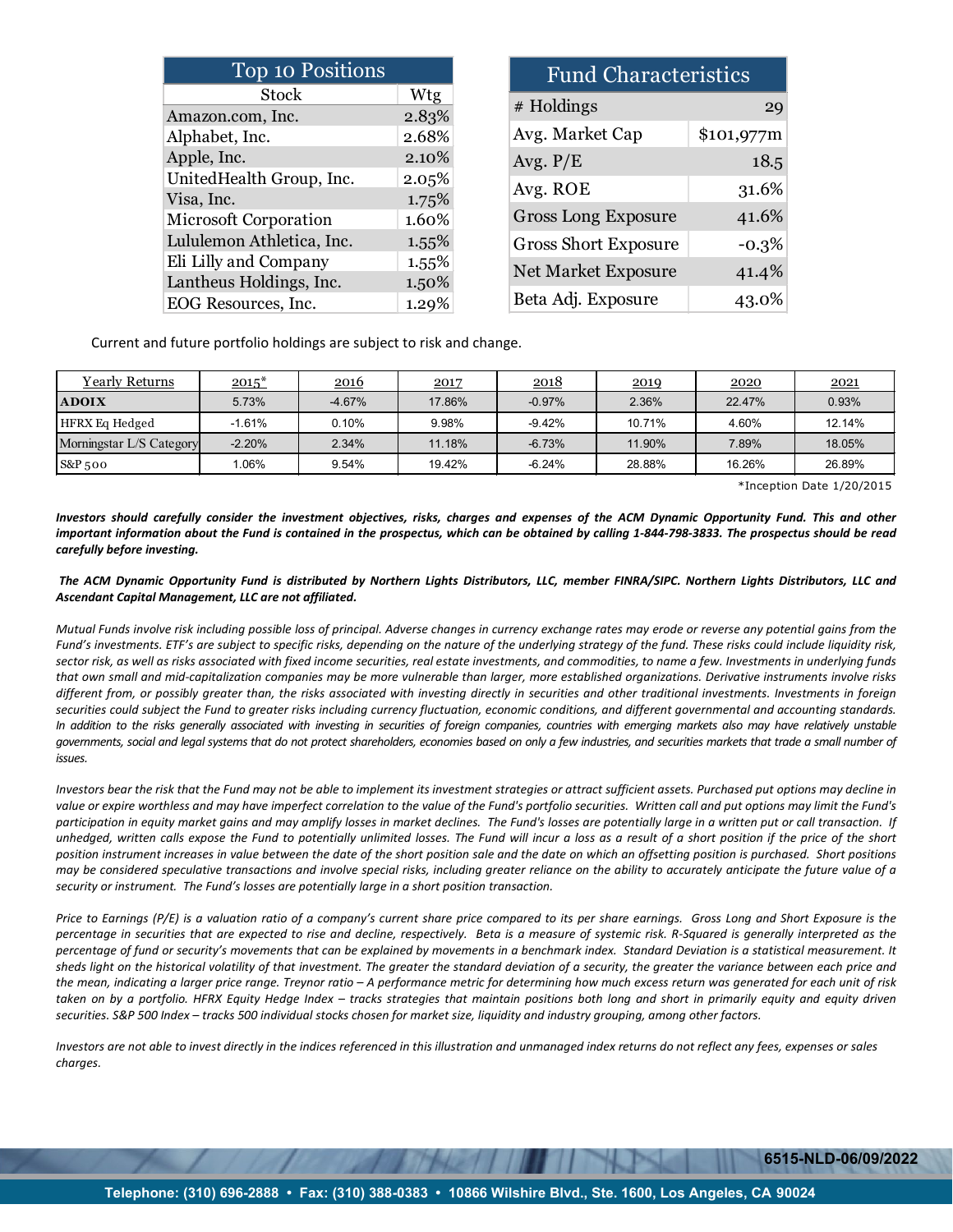| Top 10 Positions | |
|---|---|
| Stock | Wtg |
| Amazon.com, Inc. | 2.83% |
| Alphabet, Inc. | 2.68% |
| Apple, Inc. | 2.10% |
| UnitedHealth Group, Inc. | 2.05% |
| Visa, Inc. | 1.75% |
| Microsoft Corporation | 1.60% |
| Lululemon Athletica, Inc. | 1.55% |
| Eli Lilly and Company | 1.55% |
| Lantheus Holdings, Inc. | 1.50% |
| EOG Resources, Inc. | 1.29% |

| Fund Characteristics | |
|---|---|
| # Holdings | 29 |
| Avg. Market Cap | $101,977m |
| Avg. P/E | 18.5 |
| Avg. ROE | 31.6% |
| Gross Long Exposure | 41.6% |
| Gross Short Exposure | -0.3% |
| Net Market Exposure | 41.4% |
| Beta Adj. Exposure | 43.0% |

Current and future portfolio holdings are subject to risk and change.

| Yearly Returns | 2015* | 2016 | 2017 | 2018 | 2019 | 2020 | 2021 |
|---|---|---|---|---|---|---|---|
| **ADOIX** | 5.73% | -4.67% | 17.86% | -0.97% | 2.36% | 22.47% | 0.93% |
| HFRX Eq Hedged | -1.61% | 0.10% | 9.98% | -9.42% | 10.71% | 4.60% | 12.14% |
| Morningstar L/S Category | -2.20% | 2.34% | 11.18% | -6.73% | 11.90% | 7.89% | 18.05% |
| S&P 500 | 1.06% | 9.54% | 19.42% | -6.24% | 28.88% | 16.26% | 26.89% |

*Inception Date 1/20/2015

***Investors should carefully consider the investment objectives, risks, charges and expenses of the ACM Dynamic Opportunity Fund. This and other important information about the Fund is contained in the prospectus, which can be obtained by calling 1-844-798-3833. The prospectus should be read carefully before investing.***

***The ACM Dynamic Opportunity Fund is distributed by Northern Lights Distributors, LLC, member FINRA/SIPC. Northern Lights Distributors, LLC and Ascendant Capital Management, LLC are not affiliated.***

*Mutual Funds involve risk including possible loss of principal. Adverse changes in currency exchange rates may erode or reverse any potential gains from the Fund's investments. ETF's are subject to specific risks, depending on the nature of the underlying strategy of the fund. These risks could include liquidity risk, sector risk, as well as risks associated with fixed income securities, real estate investments, and commodities, to name a few. Investments in underlying funds that own small and mid-capitalization companies may be more vulnerable than larger, more established organizations. Derivative instruments involve risks different from, or possibly greater than, the risks associated with investing directly in securities and other traditional investments. Investments in foreign securities could subject the Fund to greater risks including currency fluctuation, economic conditions, and different governmental and accounting standards. In addition to the risks generally associated with investing in securities of foreign companies, countries with emerging markets also may have relatively unstable governments, social and legal systems that do not protect shareholders, economies based on only a few industries, and securities markets that trade a small number of issues.*

*Investors bear the risk that the Fund may not be able to implement its investment strategies or attract sufficient assets. Purchased put options may decline in value or expire worthless and may have imperfect correlation to the value of the Fund's portfolio securities. Written call and put options may limit the Fund's participation in equity market gains and may amplify losses in market declines. The Fund's losses are potentially large in a written put or call transaction. If unhedged, written calls expose the Fund to potentially unlimited losses. The Fund will incur a loss as a result of a short position if the price of the short position instrument increases in value between the date of the short position sale and the date on which an offsetting position is purchased. Short positions may be considered speculative transactions and involve special risks, including greater reliance on the ability to accurately anticipate the future value of a security or instrument. The Fund's losses are potentially large in a short position transaction.*

*Price to Earnings (P/E) is a valuation ratio of a company's current share price compared to its per share earnings. Gross Long and Short Exposure is the percentage in securities that are expected to rise and decline, respectively. Beta is a measure of systemic risk. R-Squared is generally interpreted as the percentage of fund or security's movements that can be explained by movements in a benchmark index. Standard Deviation is a statistical measurement. It sheds light on the historical volatility of that investment. The greater the standard deviation of a security, the greater the variance between each price and the mean, indicating a larger price range. Treynor ratio – A performance metric for determining how much excess return was generated for each unit of risk taken on by a portfolio. HFRX Equity Hedge Index – tracks strategies that maintain positions both long and short in primarily equity and equity driven securities. S&P 500 Index – tracks 500 individual stocks chosen for market size, liquidity and industry grouping, among other factors.*

*Investors are not able to invest directly in the indices referenced in this illustration and unmanaged index returns do not reflect any fees, expenses or sales charges.*

6515-NLD-06/09/2022

**Telephone: (310) 696-2888 • Fax: (310) 388-0383 • 10866 Wilshire Blvd., Ste. 1600, Los Angeles, CA 90024**